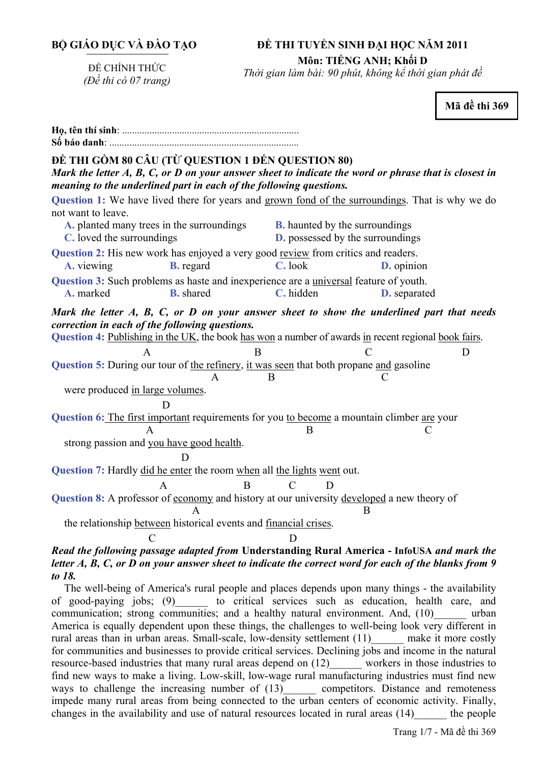**BỘ GIÁO DỤC VÀ ĐÀO TẠO**

ĐỀ CHÍNH THỨC
*(Đề thi có 07 trang)*

**ĐỀ THI TUYỂN SINH ĐẠI HỌC NĂM 2011**
**Môn: TIẾNG ANH; Khối D**
*Thời gian làm bài: 90 phút, không kể thời gian phát đề*

**Mã đề thi 369**

**Họ, tên thí sinh**: ..........................................................................
**Số báo danh**: ..........................................................................

**ĐỀ THI GỒM 80 CÂU (TỪ QUESTION 1 ĐẾN QUESTION 80)**

***Mark the letter A, B, C, or D on your answer sheet to indicate the word or phrase that is closest in meaning to the underlined part in each of the following questions.***

**Question 1:** We have lived there for years and grown fond of the surroundings. That is why we do not want to leave.
A. planted many trees in the surroundings
B. haunted by the surroundings
C. loved the surroundings
D. possessed by the surroundings

**Question 2:** His new work has enjoyed a very good review from critics and readers.
A. viewing  B. regard  C. look  D. opinion

**Question 3:** Such problems as haste and inexperience are a universal feature of youth.
A. marked  B. shared  C. hidden  D. separated

***Mark the letter A, B, C, or D on your answer sheet to show the underlined part that needs correction in each of the following questions.***

**Question 4:** Publishing in the UK (A), the book has won (B) a number of awards in (C) recent regional book fairs (D).

**Question 5:** During our tour of the refinery (A), it was seen (B) that both propane and (C) gasoline were produced in large volumes (D).

**Question 6:** The first important (A) requirements for you to become (B) a mountain climber are (C) your strong passion and you have good health (D).

**Question 7:** Hardly did he enter (A) the room when (B) all the lights (C) went (D) out.

**Question 8:** A professor of economy (A) and history at our university developed (B) a new theory of the relationship between (C) historical events and financial crises (D).

***Read the following passage adapted from* Understanding Rural America - InfoUSA *and mark the letter A, B, C, or D on your answer sheet to indicate the correct word for each of the blanks from 9 to 18.***

The well-being of America's rural people and places depends upon many things - the availability of good-paying jobs; (9)______ to critical services such as education, health care, and communication; strong communities; and a healthy natural environment. And, (10)______ urban America is equally dependent upon these things, the challenges to well-being look very different in rural areas than in urban areas. Small-scale, low-density settlement (11)______ make it more costly for communities and businesses to provide critical services. Declining jobs and income in the natural resource-based industries that many rural areas depend on (12)______ workers in those industries to find new ways to make a living. Low-skill, low-wage rural manufacturing industries must find new ways to challenge the increasing number of (13)______ competitors. Distance and remoteness impede many rural areas from being connected to the urban centers of economic activity. Finally, changes in the availability and use of natural resources located in rural areas (14)______ the people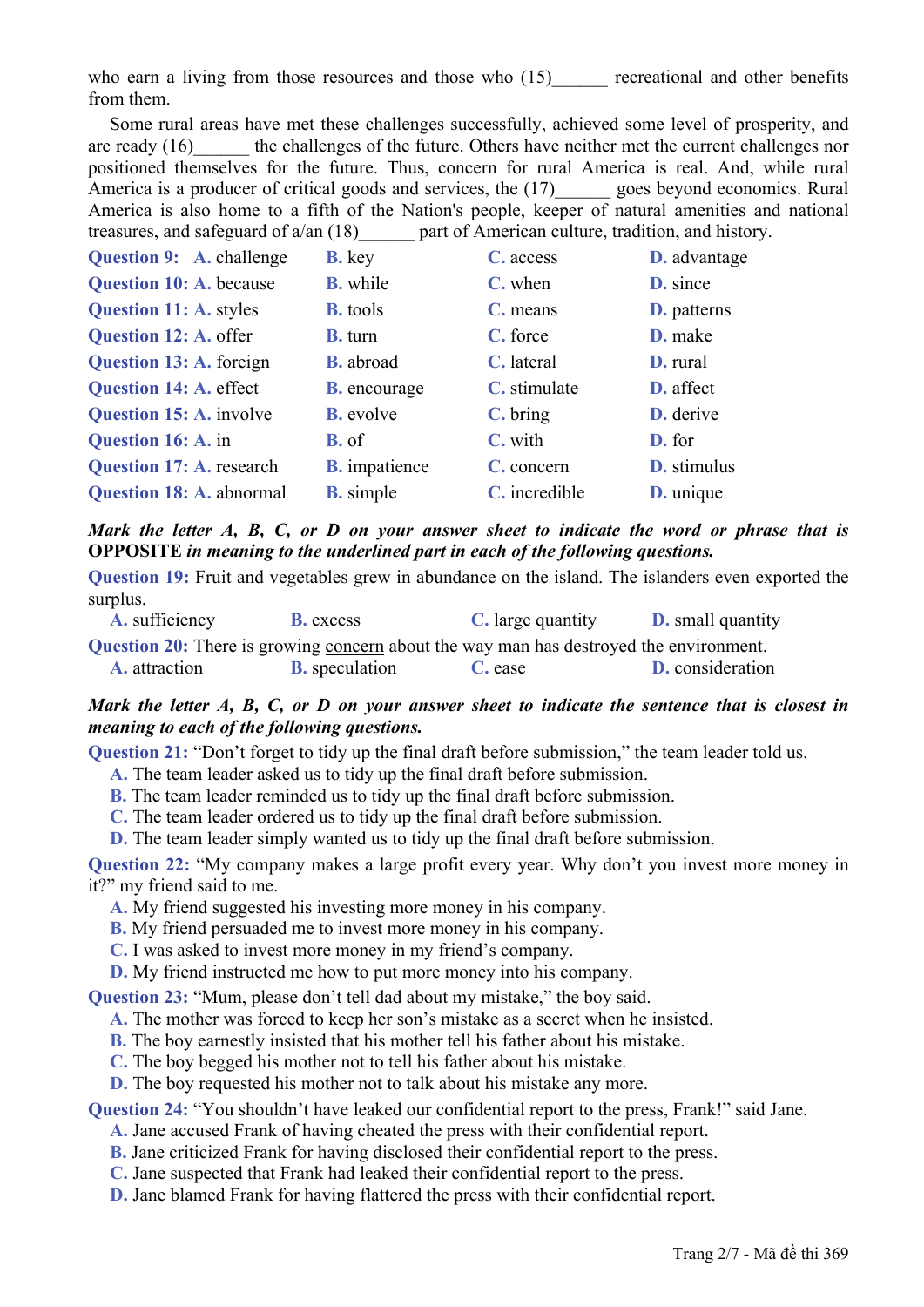who earn a living from those resources and those who (15)______ recreational and other benefits from them.

Some rural areas have met these challenges successfully, achieved some level of prosperity, and are ready (16)______ the challenges of the future. Others have neither met the current challenges nor positioned themselves for the future. Thus, concern for rural America is real. And, while rural America is a producer of critical goods and services, the (17)______ goes beyond economics. Rural America is also home to a fifth of the Nation's people, keeper of natural amenities and national treasures, and safeguard of a/an (18)______ part of American culture, tradition, and history.

**Question 9:** A. challenge B. key C. access D. advantage

**Question 10:** A. because B. while C. when D. since

**Question 11:** A. styles B. tools C. means D. patterns

**Question 12:** A. offer B. turn C. force D. make

**Question 13:** A. foreign B. abroad C. lateral D. rural

**Question 14:** A. effect B. encourage C. stimulate D. affect

**Question 15:** A. involve B. evolve C. bring D. derive

**Question 16:** A. in B. of C. with D. for

**Question 17:** A. research B. impatience C. concern D. stimulus

**Question 18:** A. abnormal B. simple C. incredible D. unique

***Mark the letter A, B, C, or D on your answer sheet to indicate the word or phrase that is* OPPOSITE *in meaning to the underlined part in each of the following questions.***

**Question 19:** Fruit and vegetables grew in <u>abundance</u> on the island. The islanders even exported the surplus.

A. sufficiency B. excess C. large quantity D. small quantity

**Question 20:** There is growing <u>concern</u> about the way man has destroyed the environment.

A. attraction B. speculation C. ease D. consideration

***Mark the letter A, B, C, or D on your answer sheet to indicate the sentence that is closest in meaning to each of the following questions.***

**Question 21:** "Don't forget to tidy up the final draft before submission," the team leader told us.

A. The team leader asked us to tidy up the final draft before submission.
B. The team leader reminded us to tidy up the final draft before submission.
C. The team leader ordered us to tidy up the final draft before submission.
D. The team leader simply wanted us to tidy up the final draft before submission.

**Question 22:** "My company makes a large profit every year. Why don't you invest more money in it?" my friend said to me.

A. My friend suggested his investing more money in his company.
B. My friend persuaded me to invest more money in his company.
C. I was asked to invest more money in my friend's company.
D. My friend instructed me how to put more money into his company.

**Question 23:** "Mum, please don't tell dad about my mistake," the boy said.

A. The mother was forced to keep her son's mistake as a secret when he insisted.
B. The boy earnestly insisted that his mother tell his father about his mistake.
C. The boy begged his mother not to tell his father about his mistake.
D. The boy requested his mother not to talk about his mistake any more.

**Question 24:** "You shouldn't have leaked our confidential report to the press, Frank!" said Jane.

A. Jane accused Frank of having cheated the press with their confidential report.
B. Jane criticized Frank for having disclosed their confidential report to the press.
C. Jane suspected that Frank had leaked their confidential report to the press.
D. Jane blamed Frank for having flattered the press with their confidential report.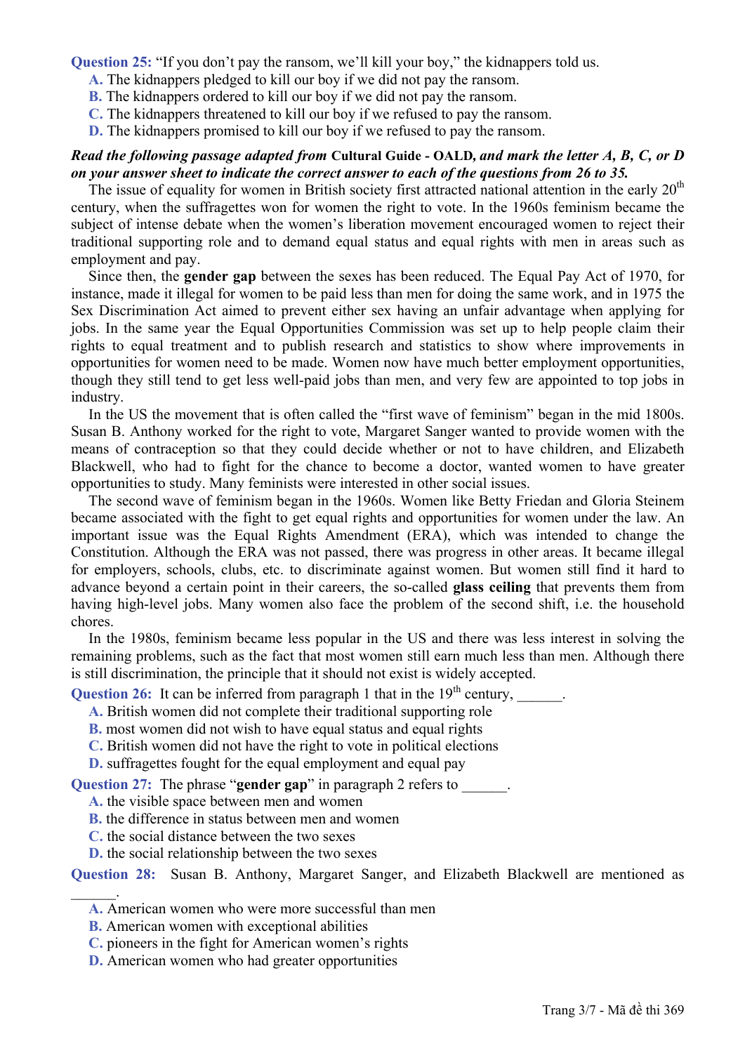**Question 25:** "If you don't pay the ransom, we'll kill your boy," the kidnappers told us.

**A.** The kidnappers pledged to kill our boy if we did not pay the ransom.
**B.** The kidnappers ordered to kill our boy if we did not pay the ransom.
**C.** The kidnappers threatened to kill our boy if we refused to pay the ransom.
**D.** The kidnappers promised to kill our boy if we refused to pay the ransom.

***Read the following passage adapted from* Cultural Guide - OALD*, and mark the letter A, B, C, or D on your answer sheet to indicate the correct answer to each of the questions from 26 to 35.***

The issue of equality for women in British society first attracted national attention in the early 20th century, when the suffragettes won for women the right to vote. In the 1960s feminism became the subject of intense debate when the women's liberation movement encouraged women to reject their traditional supporting role and to demand equal status and equal rights with men in areas such as employment and pay.

Since then, the **gender gap** between the sexes has been reduced. The Equal Pay Act of 1970, for instance, made it illegal for women to be paid less than men for doing the same work, and in 1975 the Sex Discrimination Act aimed to prevent either sex having an unfair advantage when applying for jobs. In the same year the Equal Opportunities Commission was set up to help people claim their rights to equal treatment and to publish research and statistics to show where improvements in opportunities for women need to be made. Women now have much better employment opportunities, though they still tend to get less well-paid jobs than men, and very few are appointed to top jobs in industry.

In the US the movement that is often called the "first wave of feminism" began in the mid 1800s. Susan B. Anthony worked for the right to vote, Margaret Sanger wanted to provide women with the means of contraception so that they could decide whether or not to have children, and Elizabeth Blackwell, who had to fight for the chance to become a doctor, wanted women to have greater opportunities to study. Many feminists were interested in other social issues.

The second wave of feminism began in the 1960s. Women like Betty Friedan and Gloria Steinem became associated with the fight to get equal rights and opportunities for women under the law. An important issue was the Equal Rights Amendment (ERA), which was intended to change the Constitution. Although the ERA was not passed, there was progress in other areas. It became illegal for employers, schools, clubs, etc. to discriminate against women. But women still find it hard to advance beyond a certain point in their careers, the so-called **glass ceiling** that prevents them from having high-level jobs. Many women also face the problem of the second shift, i.e. the household chores.

In the 1980s, feminism became less popular in the US and there was less interest in solving the remaining problems, such as the fact that most women still earn much less than men. Although there is still discrimination, the principle that it should not exist is widely accepted.

**Question 26:** It can be inferred from paragraph 1 that in the 19th century, ______.

**A.** British women did not complete their traditional supporting role
**B.** most women did not wish to have equal status and equal rights
**C.** British women did not have the right to vote in political elections
**D.** suffragettes fought for the equal employment and equal pay

**Question 27:** The phrase "**gender gap**" in paragraph 2 refers to ______.

**A.** the visible space between men and women
**B.** the difference in status between men and women
**C.** the social distance between the two sexes
**D.** the social relationship between the two sexes

**Question 28:** Susan B. Anthony, Margaret Sanger, and Elizabeth Blackwell are mentioned as ______.

**A.** American women who were more successful than men
**B.** American women with exceptional abilities
**C.** pioneers in the fight for American women's rights
**D.** American women who had greater opportunities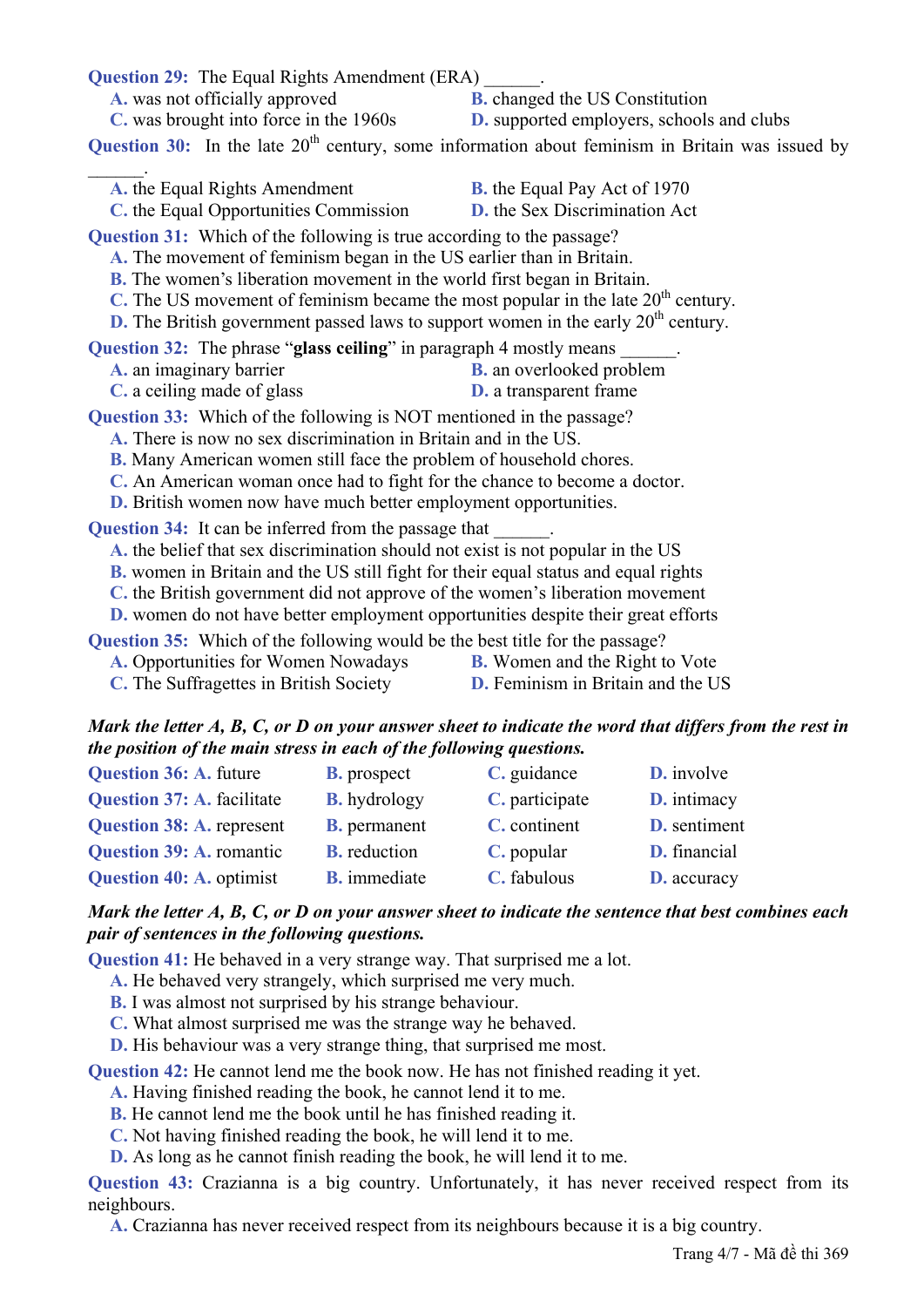**Question 29:** The Equal Rights Amendment (ERA) ______.

A. was not officially approved
B. changed the US Constitution
C. was brought into force in the 1960s
D. supported employers, schools and clubs

**Question 30:** In the late 20th century, some information about feminism in Britain was issued by ______.

A. the Equal Rights Amendment
B. the Equal Pay Act of 1970
C. the Equal Opportunities Commission
D. the Sex Discrimination Act

**Question 31:** Which of the following is true according to the passage?

A. The movement of feminism began in the US earlier than in Britain.
B. The women's liberation movement in the world first began in Britain.
C. The US movement of feminism became the most popular in the late 20th century.
D. The British government passed laws to support women in the early 20th century.

**Question 32:** The phrase "**glass ceiling**" in paragraph 4 mostly means ______.

A. an imaginary barrier
B. an overlooked problem
C. a ceiling made of glass
D. a transparent frame

**Question 33:** Which of the following is NOT mentioned in the passage?

A. There is now no sex discrimination in Britain and in the US.
B. Many American women still face the problem of household chores.
C. An American woman once had to fight for the chance to become a doctor.
D. British women now have much better employment opportunities.

**Question 34:** It can be inferred from the passage that ______.

A. the belief that sex discrimination should not exist is not popular in the US
B. women in Britain and the US still fight for their equal status and equal rights
C. the British government did not approve of the women's liberation movement
D. women do not have better employment opportunities despite their great efforts

**Question 35:** Which of the following would be the best title for the passage?

A. Opportunities for Women Nowadays
B. Women and the Right to Vote
C. The Suffragettes in British Society
D. Feminism in Britain and the US

***Mark the letter A, B, C, or D on your answer sheet to indicate the word that differs from the rest in the position of the main stress in each of the following questions.***

**Question 36:** A. future B. prospect C. guidance D. involve

**Question 37:** A. facilitate B. hydrology C. participate D. intimacy

**Question 38:** A. represent B. permanent C. continent D. sentiment

**Question 39:** A. romantic B. reduction C. popular D. financial

**Question 40:** A. optimist B. immediate C. fabulous D. accuracy

***Mark the letter A, B, C, or D on your answer sheet to indicate the sentence that best combines each pair of sentences in the following questions.***

**Question 41:** He behaved in a very strange way. That surprised me a lot.

A. He behaved very strangely, which surprised me very much.
B. I was almost not surprised by his strange behaviour.
C. What almost surprised me was the strange way he behaved.
D. His behaviour was a very strange thing, that surprised me most.

**Question 42:** He cannot lend me the book now. He has not finished reading it yet.

A. Having finished reading the book, he cannot lend it to me.
B. He cannot lend me the book until he has finished reading it.
C. Not having finished reading the book, he will lend it to me.
D. As long as he cannot finish reading the book, he will lend it to me.

**Question 43:** Crazianna is a big country. Unfortunately, it has never received respect from its neighbours.

A. Crazianna has never received respect from its neighbours because it is a big country.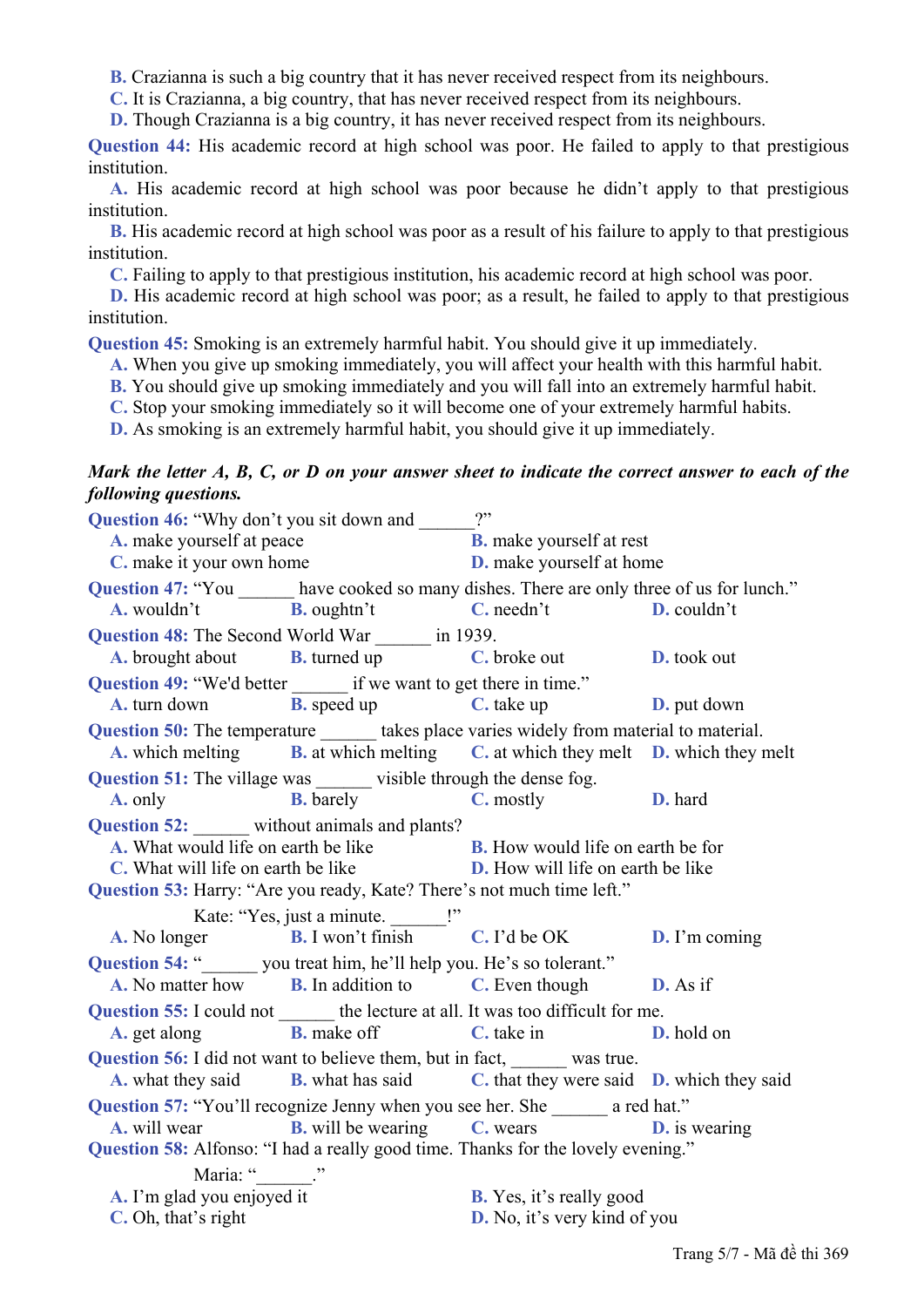**B.** Crazianna is such a big country that it has never received respect from its neighbours.
**C.** It is Crazianna, a big country, that has never received respect from its neighbours.
**D.** Though Crazianna is a big country, it has never received respect from its neighbours.

**Question 44:** His academic record at high school was poor. He failed to apply to that prestigious institution.
**A.** His academic record at high school was poor because he didn't apply to that prestigious institution.
**B.** His academic record at high school was poor as a result of his failure to apply to that prestigious institution.
**C.** Failing to apply to that prestigious institution, his academic record at high school was poor.
**D.** His academic record at high school was poor; as a result, he failed to apply to that prestigious institution.

**Question 45:** Smoking is an extremely harmful habit. You should give it up immediately.
**A.** When you give up smoking immediately, you will affect your health with this harmful habit.
**B.** You should give up smoking immediately and you will fall into an extremely harmful habit.
**C.** Stop your smoking immediately so it will become one of your extremely harmful habits.
**D.** As smoking is an extremely harmful habit, you should give it up immediately.

***Mark the letter A, B, C, or D on your answer sheet to indicate the correct answer to each of the following questions.***

**Question 46:** "Why don't you sit down and ______?"
**A.** make yourself at peace  **B.** make yourself at rest
**C.** make it your own home  **D.** make yourself at home

**Question 47:** "You ______ have cooked so many dishes. There are only three of us for lunch."
**A.** wouldn't  **B.** oughtn't  **C.** needn't  **D.** couldn't

**Question 48:** The Second World War ______ in 1939.
**A.** brought about  **B.** turned up  **C.** broke out  **D.** took out

**Question 49:** "We'd better ______ if we want to get there in time."
**A.** turn down  **B.** speed up  **C.** take up  **D.** put down

**Question 50:** The temperature ______ takes place varies widely from material to material.
**A.** which melting  **B.** at which melting  **C.** at which they melt  **D.** which they melt

**Question 51:** The village was ______ visible through the dense fog.
**A.** only  **B.** barely  **C.** mostly  **D.** hard

**Question 52:** ______ without animals and plants?
**A.** What would life on earth be like  **B.** How would life on earth be for
**C.** What will life on earth be like  **D.** How will life on earth be like

**Question 53:** Harry: "Are you ready, Kate? There's not much time left."
Kate: "Yes, just a minute. ______!"
**A.** No longer  **B.** I won't finish  **C.** I'd be OK  **D.** I'm coming

**Question 54:** "______ you treat him, he'll help you. He's so tolerant."
**A.** No matter how  **B.** In addition to  **C.** Even though  **D.** As if

**Question 55:** I could not ______ the lecture at all. It was too difficult for me.
**A.** get along  **B.** make off  **C.** take in  **D.** hold on

**Question 56:** I did not want to believe them, but in fact, ______ was true.
**A.** what they said  **B.** what has said  **C.** that they were said  **D.** which they said

**Question 57:** "You'll recognize Jenny when you see her. She ______ a red hat."
**A.** will wear  **B.** will be wearing  **C.** wears  **D.** is wearing

**Question 58:** Alfonso: "I had a really good time. Thanks for the lovely evening."
Maria: "______."
**A.** I'm glad you enjoyed it  **B.** Yes, it's really good
**C.** Oh, that's right  **D.** No, it's very kind of you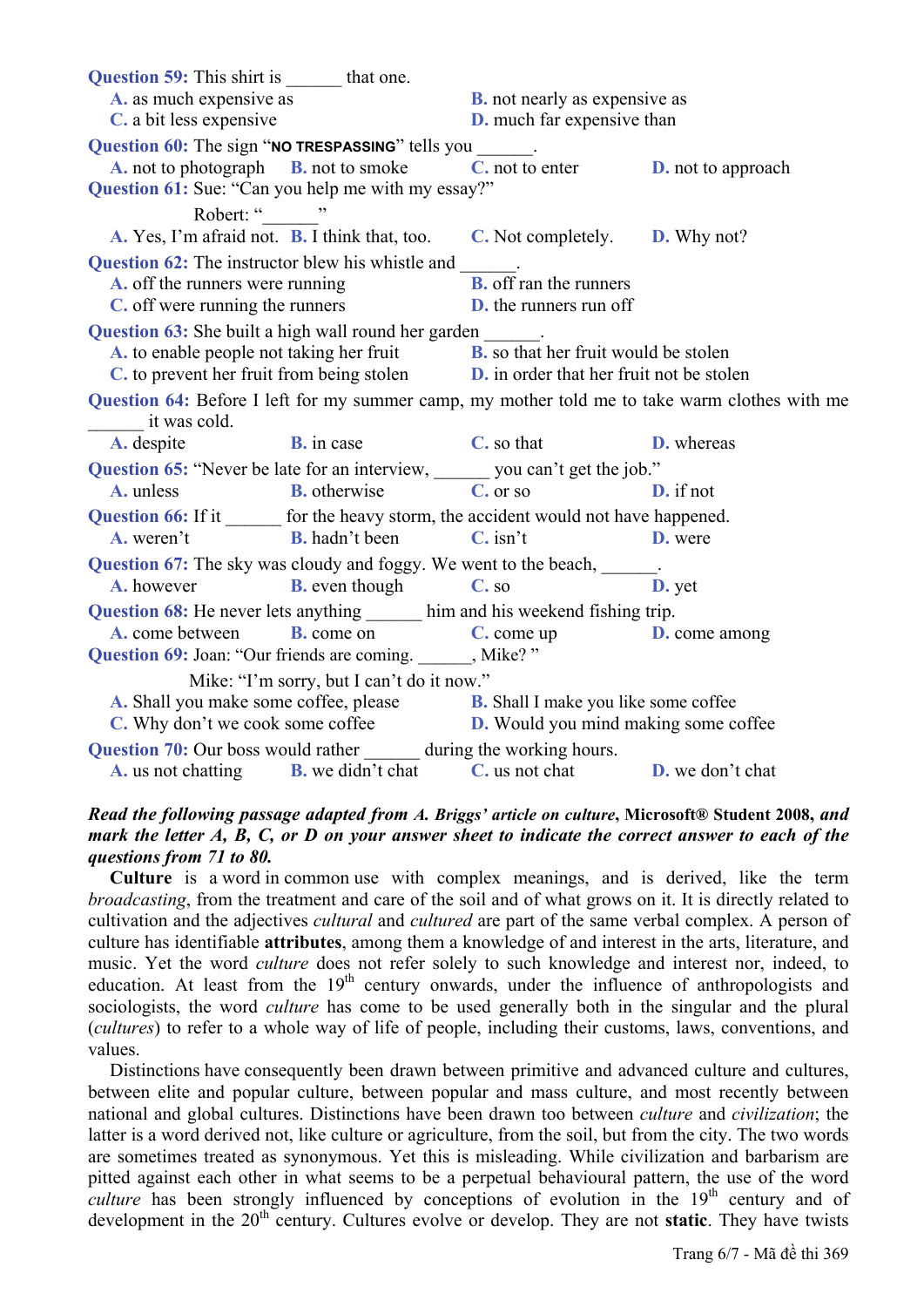**Question 59:** This shirt is ______ that one.

A. as much expensive as
B. not nearly as expensive as
C. a bit less expensive
D. much far expensive than

**Question 60:** The sign "**NO TRESPASSING**" tells you ______.

A. not to photograph
B. not to smoke
C. not to enter
D. not to approach

**Question 61:** Sue: "Can you help me with my essay?"

Robert: "______"

A. Yes, I'm afraid not.
B. I think that, too.
C. Not completely.
D. Why not?

**Question 62:** The instructor blew his whistle and ______.

A. off the runners were running
B. off ran the runners
C. off were running the runners
D. the runners run off

**Question 63:** She built a high wall round her garden ______.

A. to enable people not taking her fruit
B. so that her fruit would be stolen
C. to prevent her fruit from being stolen
D. in order that her fruit not be stolen

**Question 64:** Before I left for my summer camp, my mother told me to take warm clothes with me ______ it was cold.

A. despite
B. in case
C. so that
D. whereas

**Question 65:** "Never be late for an interview, ______ you can't get the job."

A. unless
B. otherwise
C. or so
D. if not

**Question 66:** If it ______ for the heavy storm, the accident would not have happened.

A. weren't
B. hadn't been
C. isn't
D. were

**Question 67:** The sky was cloudy and foggy. We went to the beach, ______.

A. however
B. even though
C. so
D. yet

**Question 68:** He never lets anything ______ him and his weekend fishing trip.

A. come between
B. come on
C. come up
D. come among

**Question 69:** Joan: "Our friends are coming. ______, Mike? "

Mike: "I'm sorry, but I can't do it now."

A. Shall you make some coffee, please
B. Shall I make you like some coffee
C. Why don't we cook some coffee
D. Would you mind making some coffee

**Question 70:** Our boss would rather ______ during the working hours.

A. us not chatting
B. we didn't chat
C. us not chat
D. we don't chat

***Read the following passage adapted from A. Briggs' article on culture*, Microsoft® Student 2008, *and mark the letter A, B, C, or D on your answer sheet to indicate the correct answer to each of the questions from 71 to 80.***

**Culture** is a word in common use with complex meanings, and is derived, like the term *broadcasting*, from the treatment and care of the soil and of what grows on it. It is directly related to cultivation and the adjectives *cultural* and *cultured* are part of the same verbal complex. A person of culture has identifiable **attributes**, among them a knowledge of and interest in the arts, literature, and music. Yet the word *culture* does not refer solely to such knowledge and interest nor, indeed, to education. At least from the 19th century onwards, under the influence of anthropologists and sociologists, the word *culture* has come to be used generally both in the singular and the plural (*cultures*) to refer to a whole way of life of people, including their customs, laws, conventions, and values.

Distinctions have consequently been drawn between primitive and advanced culture and cultures, between elite and popular culture, between popular and mass culture, and most recently between national and global cultures. Distinctions have been drawn too between *culture* and *civilization*; the latter is a word derived not, like culture or agriculture, from the soil, but from the city. The two words are sometimes treated as synonymous. Yet this is misleading. While civilization and barbarism are pitted against each other in what seems to be a perpetual behavioural pattern, the use of the word *culture* has been strongly influenced by conceptions of evolution in the 19th century and of development in the 20th century. Cultures evolve or develop. They are not **static**. They have twists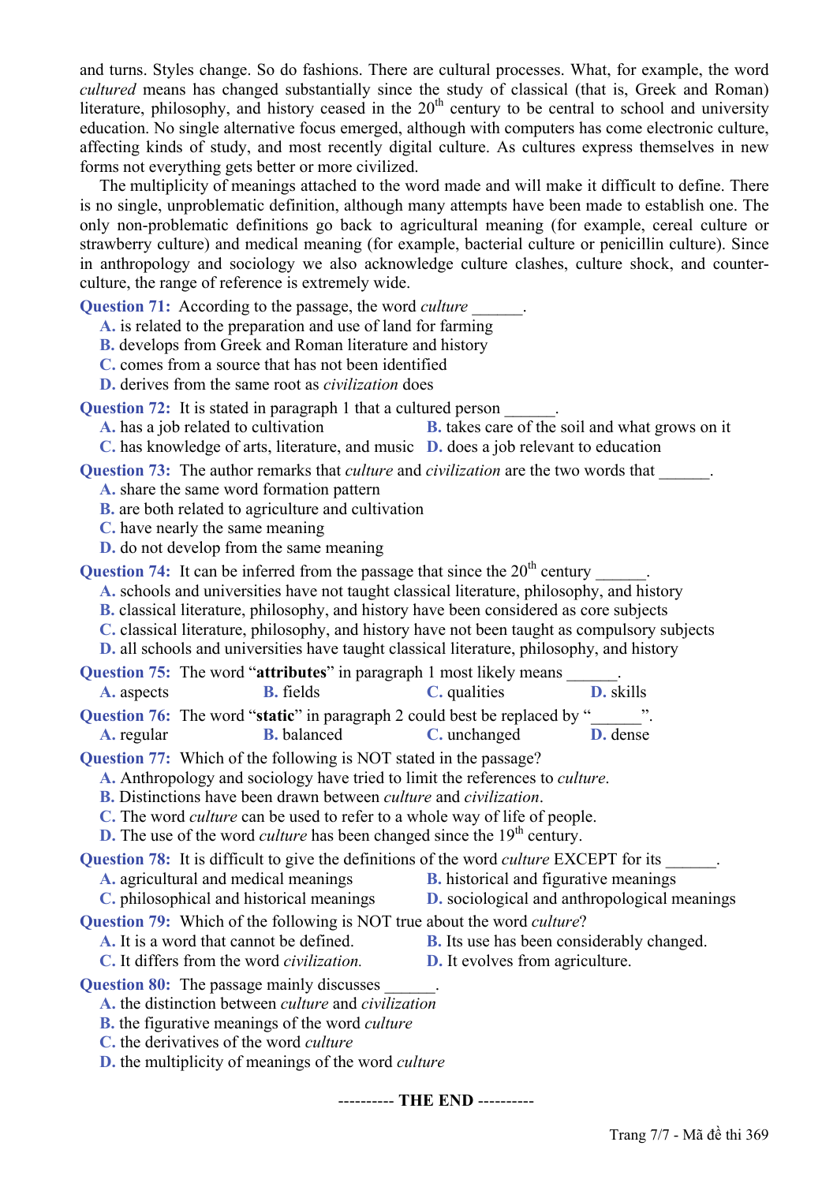and turns. Styles change. So do fashions. There are cultural processes. What, for example, the word *cultured* means has changed substantially since the study of classical (that is, Greek and Roman) literature, philosophy, and history ceased in the $20^{th}$ century to be central to school and university education. No single alternative focus emerged, although with computers has come electronic culture, affecting kinds of study, and most recently digital culture. As cultures express themselves in new forms not everything gets better or more civilized.

The multiplicity of meanings attached to the word made and will make it difficult to define. There is no single, unproblematic definition, although many attempts have been made to establish one. The only non-problematic definitions go back to agricultural meaning (for example, cereal culture or strawberry culture) and medical meaning (for example, bacterial culture or penicillin culture). Since in anthropology and sociology we also acknowledge culture clashes, culture shock, and counter-culture, the range of reference is extremely wide.

**Question 71:** According to the passage, the word *culture* ______.

A. is related to the preparation and use of land for farming
B. develops from Greek and Roman literature and history
C. comes from a source that has not been identified
D. derives from the same root as *civilization* does

**Question 72:** It is stated in paragraph 1 that a cultured person ______.

A. has a job related to cultivation
B. takes care of the soil and what grows on it
C. has knowledge of arts, literature, and music
D. does a job relevant to education

**Question 73:** The author remarks that *culture* and *civilization* are the two words that ______.

A. share the same word formation pattern
B. are both related to agriculture and cultivation
C. have nearly the same meaning
D. do not develop from the same meaning

**Question 74:** It can be inferred from the passage that since the $20^{th}$ century ______.

A. schools and universities have not taught classical literature, philosophy, and history
B. classical literature, philosophy, and history have been considered as core subjects
C. classical literature, philosophy, and history have not been taught as compulsory subjects
D. all schools and universities have taught classical literature, philosophy, and history

**Question 75:** The word "**attributes**" in paragraph 1 most likely means ______.

A. aspects
B. fields
C. qualities
D. skills

**Question 76:** The word "**static**" in paragraph 2 could best be replaced by "______".

A. regular
B. balanced
C. unchanged
D. dense

**Question 77:** Which of the following is NOT stated in the passage?

A. Anthropology and sociology have tried to limit the references to *culture*.
B. Distinctions have been drawn between *culture* and *civilization*.
C. The word *culture* can be used to refer to a whole way of life of people.
D. The use of the word *culture* has been changed since the $19^{th}$ century.

**Question 78:** It is difficult to give the definitions of the word *culture* EXCEPT for its ______.

A. agricultural and medical meanings
B. historical and figurative meanings
C. philosophical and historical meanings
D. sociological and anthropological meanings

**Question 79:** Which of the following is NOT true about the word *culture*?

A. It is a word that cannot be defined.
B. Its use has been considerably changed.
C. It differs from the word *civilization.*
D. It evolves from agriculture.

**Question 80:** The passage mainly discusses ______.

A. the distinction between *culture* and *civilization*
B. the figurative meanings of the word *culture*
C. the derivatives of the word *culture*
D. the multiplicity of meanings of the word *culture*

---------- **THE END** ----------